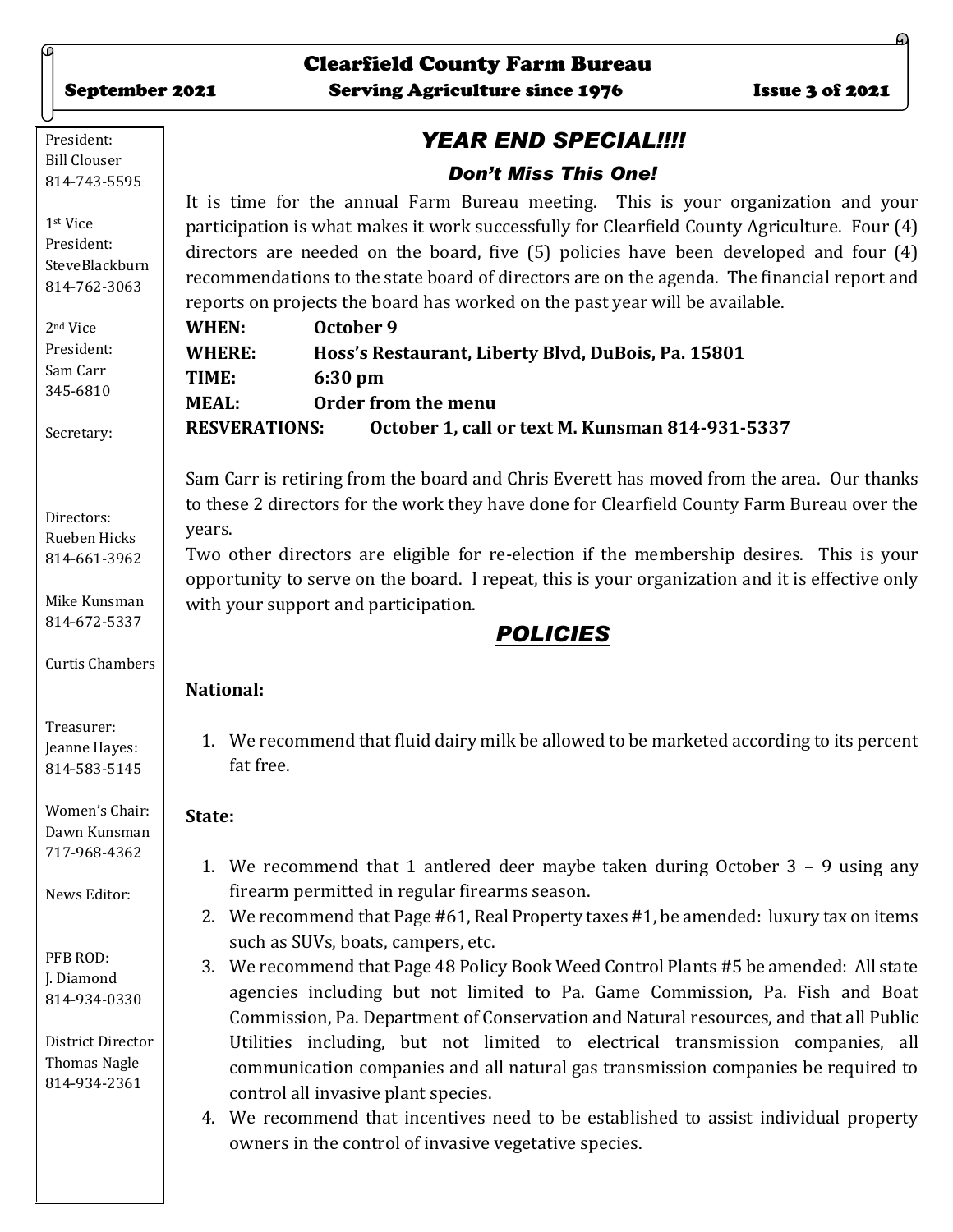# Clearfield County Farm Bureau

September 2021 — Serving Agriculture since 1976 — Issue 3 of 2021

President:
Bill Clouser
814-743-5595

1st Vice President:
SteveBlackburn
814-762-3063

2nd Vice President:
Sam Carr
345-6810

Secretary:

Directors:
Rueben Hicks
814-661-3962

Mike Kunsman
814-672-5337

Curtis Chambers

Treasurer:
Jeanne Hayes:
814-583-5145

Women's Chair:
Dawn Kunsman
717-968-4362

News Editor:

PFB ROD:
J. Diamond
814-934-0330

District Director
Thomas Nagle
814-934-2361

## *YEAR END SPECIAL!!!!*

### *Don't Miss This One!*

It is time for the annual Farm Bureau meeting. This is your organization and your participation is what makes it work successfully for Clearfield County Agriculture. Four (4) directors are needed on the board, five (5) policies have been developed and four (4) recommendations to the state board of directors are on the agenda. The financial report and reports on projects the board has worked on the past year will be available.

**WHEN:** **October 9**
**WHERE:** **Hoss's Restaurant, Liberty Blvd, DuBois, Pa. 15801**
**TIME:** **6:30 pm**
**MEAL:** **Order from the menu**
**RESVERATIONS:** **October 1, call or text M. Kunsman 814-931-5337**

Sam Carr is retiring from the board and Chris Everett has moved from the area. Our thanks to these 2 directors for the work they have done for Clearfield County Farm Bureau over the years.

Two other directors are eligible for re-election if the membership desires. This is your opportunity to serve on the board. I repeat, this is your organization and it is effective only with your support and participation.

## ***POLICIES***

**National:**

1. We recommend that fluid dairy milk be allowed to be marketed according to its percent fat free.

**State:**

1. We recommend that 1 antlered deer maybe taken during October 3 – 9 using any firearm permitted in regular firearms season.
2. We recommend that Page #61, Real Property taxes #1, be amended: luxury tax on items such as SUVs, boats, campers, etc.
3. We recommend that Page 48 Policy Book Weed Control Plants #5 be amended: All state agencies including but not limited to Pa. Game Commission, Pa. Fish and Boat Commission, Pa. Department of Conservation and Natural resources, and that all Public Utilities including, but not limited to electrical transmission companies, all communication companies and all natural gas transmission companies be required to control all invasive plant species.
4. We recommend that incentives need to be established to assist individual property owners in the control of invasive vegetative species.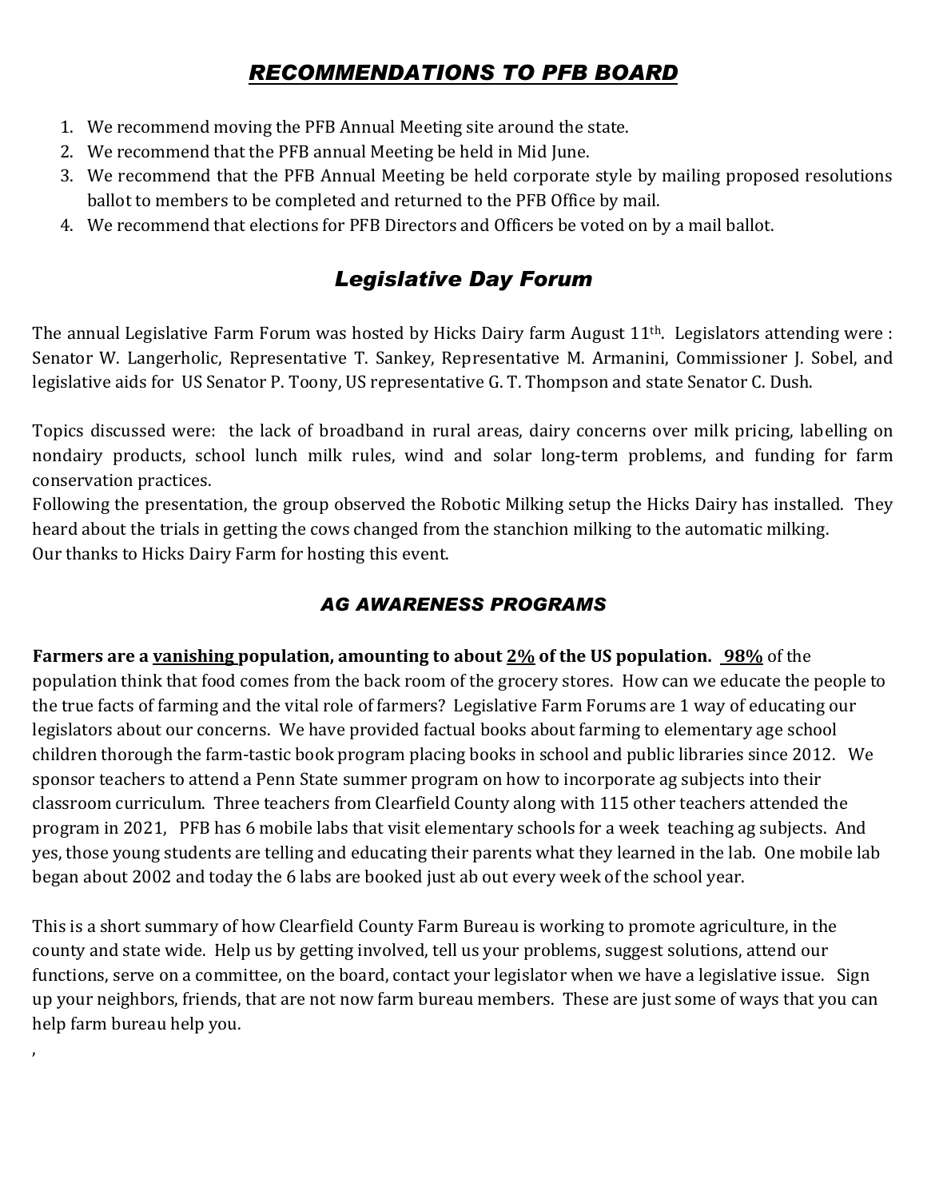## *RECOMMENDATIONS TO PFB BOARD*

1. We recommend moving the PFB Annual Meeting site around the state.
2. We recommend that the PFB annual Meeting be held in Mid June.
3. We recommend that the PFB Annual Meeting be held corporate style by mailing proposed resolutions ballot to members to be completed and returned to the PFB Office by mail.
4. We recommend that elections for PFB Directors and Officers be voted on by a mail ballot.

## *Legislative Day Forum*

The annual Legislative Farm Forum was hosted by Hicks Dairy farm August 11th. Legislators attending were : Senator W. Langerholic, Representative T. Sankey, Representative M. Armanini, Commissioner J. Sobel, and legislative aids for US Senator P. Toony, US representative G. T. Thompson and state Senator C. Dush.

Topics discussed were: the lack of broadband in rural areas, dairy concerns over milk pricing, labelling on nondairy products, school lunch milk rules, wind and solar long-term problems, and funding for farm conservation practices.
Following the presentation, the group observed the Robotic Milking setup the Hicks Dairy has installed. They heard about the trials in getting the cows changed from the stanchion milking to the automatic milking.
Our thanks to Hicks Dairy Farm for hosting this event.

## *AG AWARENESS PROGRAMS*

**Farmers are a <u>vanishing</u> population, amounting to about <u>2%</u> of the US population. <u>98%</u>** of the population think that food comes from the back room of the grocery stores. How can we educate the people to the true facts of farming and the vital role of farmers? Legislative Farm Forums are 1 way of educating our legislators about our concerns. We have provided factual books about farming to elementary age school children thorough the farm-tastic book program placing books in school and public libraries since 2012. We sponsor teachers to attend a Penn State summer program on how to incorporate ag subjects into their classroom curriculum. Three teachers from Clearfield County along with 115 other teachers attended the program in 2021, PFB has 6 mobile labs that visit elementary schools for a week teaching ag subjects. And yes, those young students are telling and educating their parents what they learned in the lab. One mobile lab began about 2002 and today the 6 labs are booked just ab out every week of the school year.

This is a short summary of how Clearfield County Farm Bureau is working to promote agriculture, in the county and state wide. Help us by getting involved, tell us your problems, suggest solutions, attend our functions, serve on a committee, on the board, contact your legislator when we have a legislative issue. Sign up your neighbors, friends, that are not now farm bureau members. These are just some of ways that you can help farm bureau help you.

,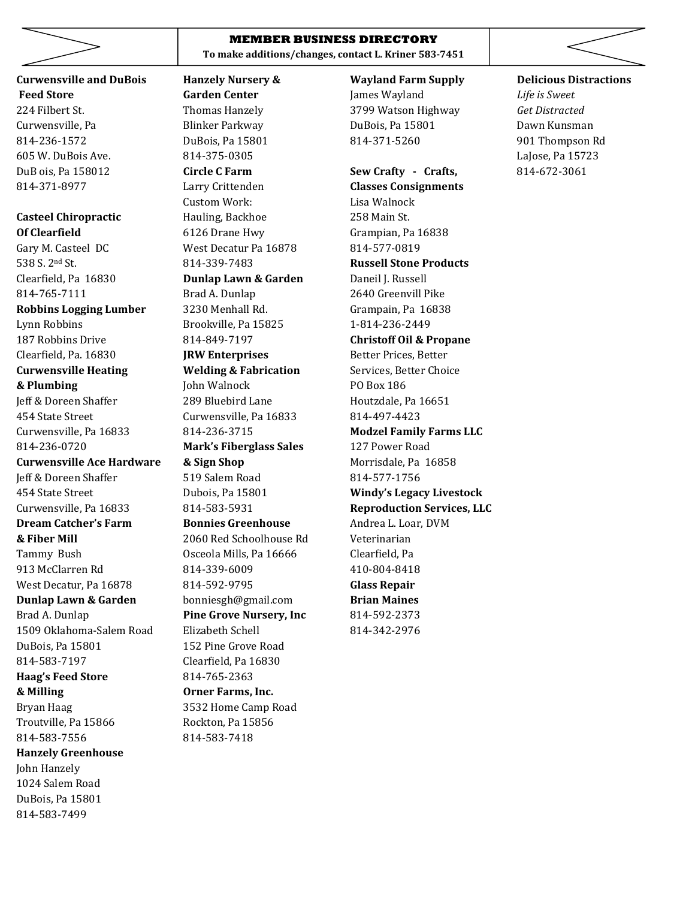## MEMBER BUSINESS DIRECTORY

**To make additions/changes, contact L. Kriner 583-7451**

**Curwensville and DuBois Feed Store**
224 Filbert St.
Curwensville, Pa
814-236-1572
605 W. DuBois Ave.
DuB ois, Pa 158012
814-371-8977

**Casteel Chiropractic Of Clearfield**
Gary M. Casteel DC
538 S. 2nd St.
Clearfield, Pa 16830
814-765-7111

**Robbins Logging Lumber**
Lynn Robbins
187 Robbins Drive
Clearfield, Pa. 16830

**Curwensville Heating & Plumbing**
Jeff & Doreen Shaffer
454 State Street
Curwensville, Pa 16833
814-236-0720

**Curwensville Ace Hardware**
Jeff & Doreen Shaffer
454 State Street
Curwensville, Pa 16833

**Dream Catcher's Farm & Fiber Mill**
Tammy Bush
913 McClarren Rd
West Decatur, Pa 16878

**Dunlap Lawn & Garden**
Brad A. Dunlap
1509 Oklahoma-Salem Road
DuBois, Pa 15801
814-583-7197

**Haag's Feed Store & Milling**
Bryan Haag
Troutville, Pa 15866
814-583-7556

**Hanzely Greenhouse**
John Hanzely
1024 Salem Road
DuBois, Pa 15801
814-583-7499

**Hanzely Nursery & Garden Center**
Thomas Hanzely
Blinker Parkway
DuBois, Pa 15801
814-375-0305

**Circle C Farm**
Larry Crittenden
Custom Work:
Hauling, Backhoe
6126 Drane Hwy
West Decatur Pa 16878
814-339-7483

**Dunlap Lawn & Garden**
Brad A. Dunlap
3230 Menhall Rd.
Brookville, Pa 15825
814-849-7197

**JRW Enterprises Welding & Fabrication**
John Walnock
289 Bluebird Lane
Curwensville, Pa 16833
814-236-3715

**Mark's Fiberglass Sales & Sign Shop**
519 Salem Road
Dubois, Pa 15801
814-583-5931

**Bonnies Greenhouse**
2060 Red Schoolhouse Rd
Osceola Mills, Pa 16666
814-339-6009
814-592-9795
bonniesgh@gmail.com

**Pine Grove Nursery, Inc**
Elizabeth Schell
152 Pine Grove Road
Clearfield, Pa 16830
814-765-2363

**Orner Farms, Inc.**
3532 Home Camp Road
Rockton, Pa 15856
814-583-7418

**Wayland Farm Supply**
James Wayland
3799 Watson Highway
DuBois, Pa 15801
814-371-5260

**Sew Crafty - Crafts, Classes Consignments**
Lisa Walnock
258 Main St.
Grampian, Pa 16838
814-577-0819

**Russell Stone Products**
Daneil J. Russell
2640 Greenvill Pike
Grampain, Pa 16838
1-814-236-2449

**Christoff Oil & Propane**
Better Prices, Better Services, Better Choice
PO Box 186
Houtzdale, Pa 16651
814-497-4423

**Modzel Family Farms LLC**
127 Power Road
Morrisdale, Pa 16858
814-577-1756

**Windy's Legacy Livestock Reproduction Services, LLC**
Andrea L. Loar, DVM
Veterinarian
Clearfield, Pa
410-804-8418

**Glass Repair**
**Brian Maines**
814-592-2373
814-342-2976

**Delicious Distractions**
*Life is Sweet*
*Get Distracted*
Dawn Kunsman
901 Thompson Rd
LaJose, Pa 15723
814-672-3061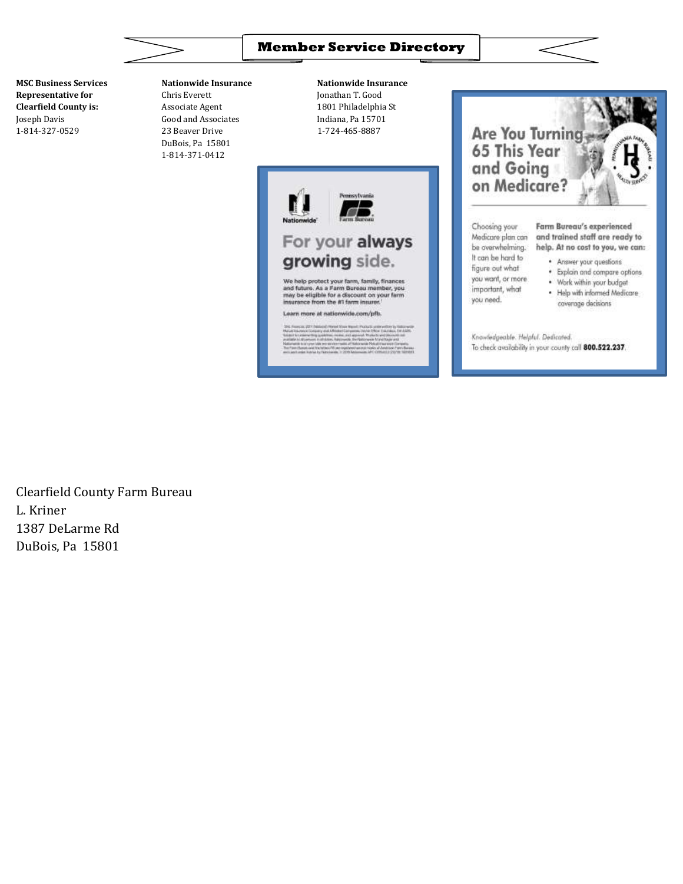## Member Service Directory

**MSC Business Services Representative for Clearfield County is:**
Joseph Davis
1-814-327-0529

**Nationwide Insurance**
Chris Everett
Associate Agent
Good and Associates
23 Beaver Drive
DuBois, Pa 15801
1-814-371-0412

**Nationwide Insurance**
Jonathan T. Good
1801 Philadelphia St
Indiana, Pa 15701
1-724-465-8887

Nationwide
Pennsylvania Farm Bureau

**For your always growing side.**

We help protect your farm, family, finances and future. As a Farm Bureau member, you may be eligible for a discount on your farm insurance from the #1 farm insurer.[1]

Learn more at nationwide.com/pfb.

**Are You Turning 65 This Year and Going on Medicare?**

Choosing your Medicare plan can be overwhelming. It can be hard to figure out what you want, or more important, what you need.

**Farm Bureau's experienced and trained staff are ready to help. At no cost to you, we can:**

- Answer your questions
- Explain and compare options
- Work within your budget
- Help with informed Medicare coverage decisions

*Knowledgeable. Helpful. Dedicated.*
To check availability in your county call **800.522.237**.

Clearfield County Farm Bureau
L. Kriner
1387 DeLarme Rd
DuBois, Pa 15801